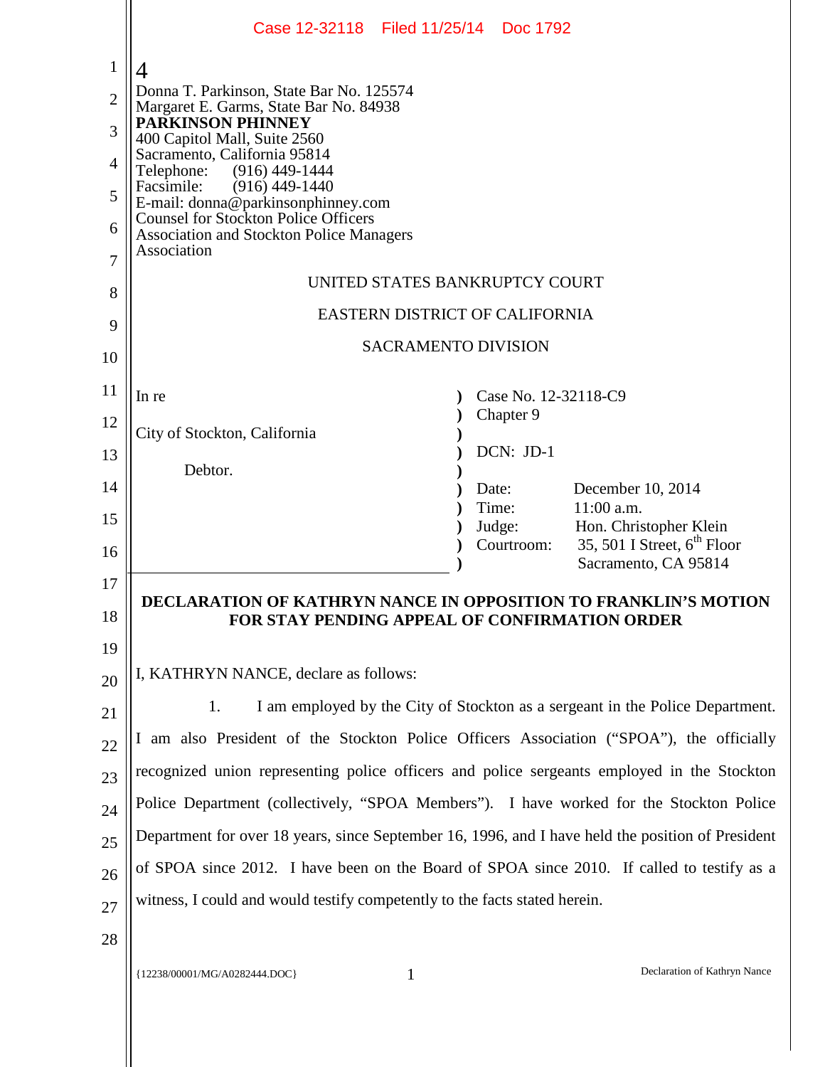4

Donna T. Parkinson, State Bar No. 125574
Margaret E. Garms, State Bar No. 84938
**PARKINSON PHINNEY**
400 Capitol Mall, Suite 2560
Sacramento, California 95814
Telephone: (916) 449-1444
Facsimile: (916) 449-1440
E-mail: donna@parkinsonphinney.com
Counsel for Stockton Police Officers Association and Stockton Police Managers Association

UNITED STATES BANKRUPTCY COURT

EASTERN DISTRICT OF CALIFORNIA

SACRAMENTO DIVISION

| | |
|---|---|
| In re<br><br>City of Stockton, California<br><br>Debtor. | Case No. 12-32118-C9<br>Chapter 9<br><br>DCN: JD-1<br><br>Date: December 10, 2014<br>Time: 11:00 a.m.<br>Judge: Hon. Christopher Klein<br>Courtroom: 35, 501 I Street, 6th Floor<br>Sacramento, CA 95814 |

**DECLARATION OF KATHRYN NANCE IN OPPOSITION TO FRANKLIN'S MOTION FOR STAY PENDING APPEAL OF CONFIRMATION ORDER**

I, KATHRYN NANCE, declare as follows:

1. I am employed by the City of Stockton as a sergeant in the Police Department. I am also President of the Stockton Police Officers Association ("SPOA"), the officially recognized union representing police officers and police sergeants employed in the Stockton Police Department (collectively, "SPOA Members"). I have worked for the Stockton Police Department for over 18 years, since September 16, 1996, and I have held the position of President of SPOA since 2012. I have been on the Board of SPOA since 2010. If called to testify as a witness, I could and would testify competently to the facts stated herein.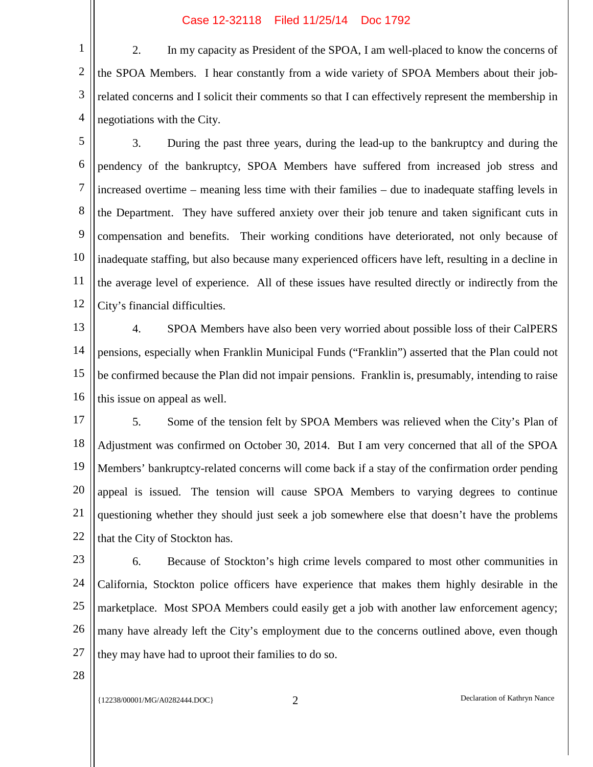2. In my capacity as President of the SPOA, I am well-placed to know the concerns of the SPOA Members. I hear constantly from a wide variety of SPOA Members about their job-related concerns and I solicit their comments so that I can effectively represent the membership in negotiations with the City.

3. During the past three years, during the lead-up to the bankruptcy and during the pendency of the bankruptcy, SPOA Members have suffered from increased job stress and increased overtime – meaning less time with their families – due to inadequate staffing levels in the Department. They have suffered anxiety over their job tenure and taken significant cuts in compensation and benefits. Their working conditions have deteriorated, not only because of inadequate staffing, but also because many experienced officers have left, resulting in a decline in the average level of experience. All of these issues have resulted directly or indirectly from the City's financial difficulties.

4. SPOA Members have also been very worried about possible loss of their CalPERS pensions, especially when Franklin Municipal Funds ("Franklin") asserted that the Plan could not be confirmed because the Plan did not impair pensions. Franklin is, presumably, intending to raise this issue on appeal as well.

5. Some of the tension felt by SPOA Members was relieved when the City's Plan of Adjustment was confirmed on October 30, 2014. But I am very concerned that all of the SPOA Members' bankruptcy-related concerns will come back if a stay of the confirmation order pending appeal is issued. The tension will cause SPOA Members to varying degrees to continue questioning whether they should just seek a job somewhere else that doesn't have the problems that the City of Stockton has.

6. Because of Stockton's high crime levels compared to most other communities in California, Stockton police officers have experience that makes them highly desirable in the marketplace. Most SPOA Members could easily get a job with another law enforcement agency; many have already left the City's employment due to the concerns outlined above, even though they may have had to uproot their families to do so.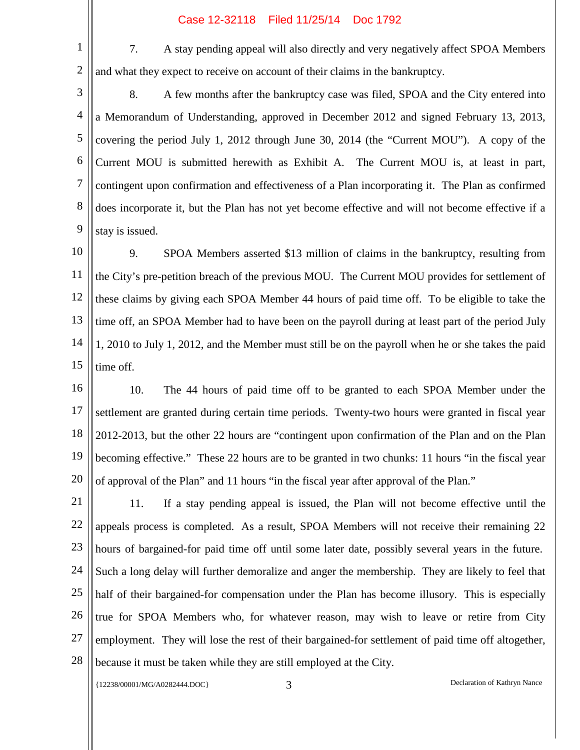7. A stay pending appeal will also directly and very negatively affect SPOA Members and what they expect to receive on account of their claims in the bankruptcy.

8. A few months after the bankruptcy case was filed, SPOA and the City entered into a Memorandum of Understanding, approved in December 2012 and signed February 13, 2013, covering the period July 1, 2012 through June 30, 2014 (the "Current MOU"). A copy of the Current MOU is submitted herewith as Exhibit A. The Current MOU is, at least in part, contingent upon confirmation and effectiveness of a Plan incorporating it. The Plan as confirmed does incorporate it, but the Plan has not yet become effective and will not become effective if a stay is issued.

9. SPOA Members asserted $13 million of claims in the bankruptcy, resulting from the City's pre-petition breach of the previous MOU. The Current MOU provides for settlement of these claims by giving each SPOA Member 44 hours of paid time off. To be eligible to take the time off, an SPOA Member had to have been on the payroll during at least part of the period July 1, 2010 to July 1, 2012, and the Member must still be on the payroll when he or she takes the paid time off.

10. The 44 hours of paid time off to be granted to each SPOA Member under the settlement are granted during certain time periods. Twenty-two hours were granted in fiscal year 2012-2013, but the other 22 hours are "contingent upon confirmation of the Plan and on the Plan becoming effective." These 22 hours are to be granted in two chunks: 11 hours "in the fiscal year of approval of the Plan" and 11 hours "in the fiscal year after approval of the Plan."

11. If a stay pending appeal is issued, the Plan will not become effective until the appeals process is completed. As a result, SPOA Members will not receive their remaining 22 hours of bargained-for paid time off until some later date, possibly several years in the future. Such a long delay will further demoralize and anger the membership. They are likely to feel that half of their bargained-for compensation under the Plan has become illusory. This is especially true for SPOA Members who, for whatever reason, may wish to leave or retire from City employment. They will lose the rest of their bargained-for settlement of paid time off altogether, because it must be taken while they are still employed at the City.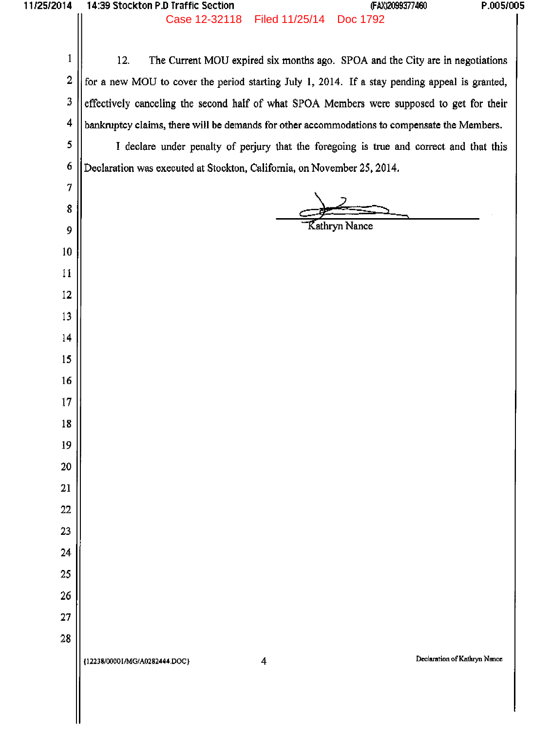12. The Current MOU expired six months ago. SPOA and the City are in negotiations for a new MOU to cover the period starting July 1, 2014. If a stay pending appeal is granted, effectively canceling the second half of what SPOA Members were supposed to get for their bankruptcy claims, there will be demands for other accommodations to compensate the Members.

I declare under penalty of perjury that the foregoing is true and correct and that this Declaration was executed at Stockton, California, on November 25, 2014.

Kathryn Nance

{12238/00001/MG/A0282444.DOC}

Declaration of Kathryn Nance